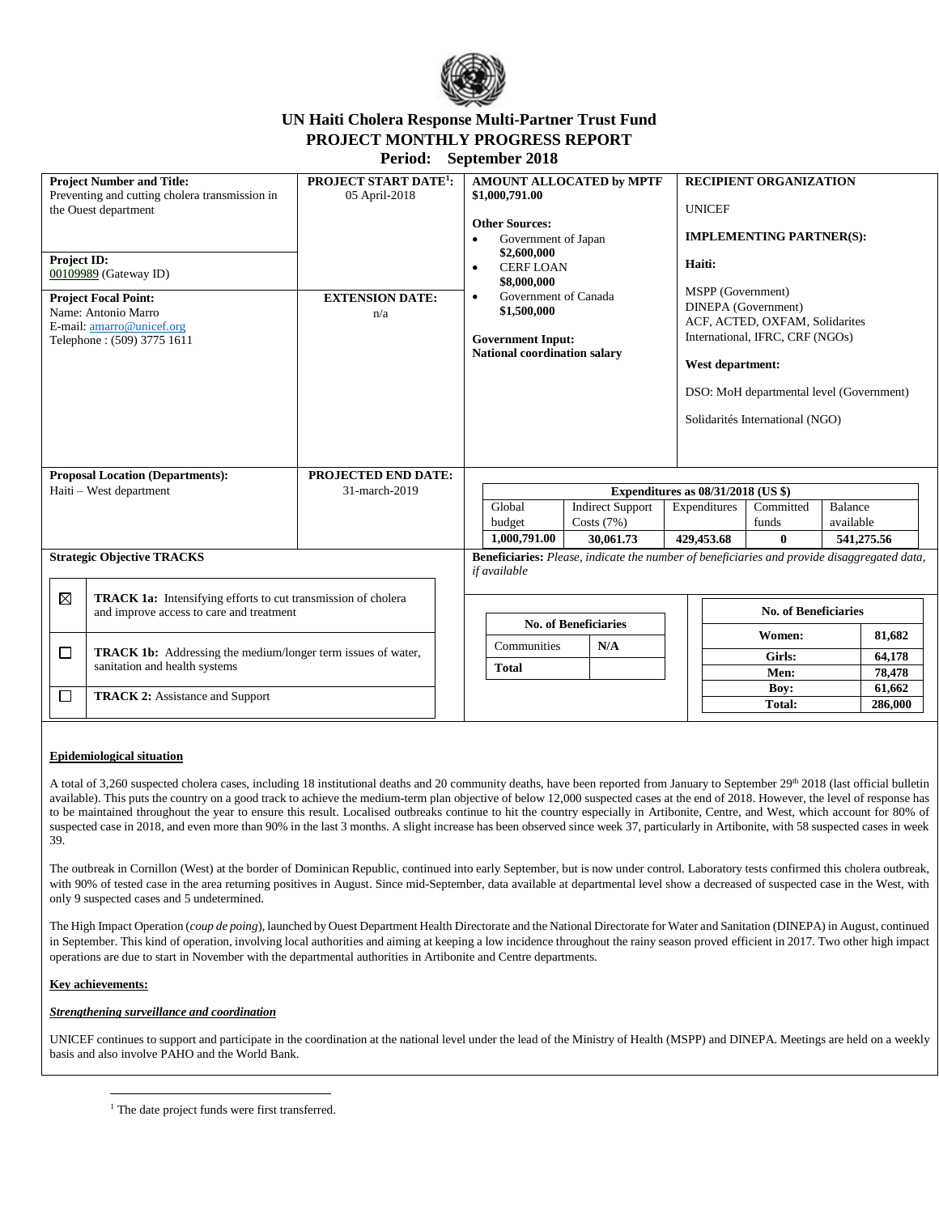# UN Haiti Cholera Response Multi-Partner Trust Fund
## PROJECT MONTHLY PROGRESS REPORT
### Period: September 2018

| **Project Number and Title:** Preventing and cutting cholera transmission in the Ouest department | **PROJECT START DATE[1]:** 05 April-2018 | **AMOUNT ALLOCATED by MPTF** **$1,000,791.00** | **RECIPIENT ORGANIZATION** |
|---|---|---|---|
| **Project ID:** 00109989 (Gateway ID) | | **Other Sources:** | UNICEF |
| **Project Focal Point:** Name: Antonio Marro E-mail: amarro@unicef.org Telephone : (509) 3775 1611 | **EXTENSION DATE:** n/a | • Government of Japan **$2,600,000** • CERF LOAN **$8,000,000** • Government of Canada **$1,500,000** **Government Input:** **National coordination salary** | **IMPLEMENTING PARTNER(S):** **Haiti:** MSPP (Government) DINEPA (Government) ACF, ACTED, OXFAM, Solidarites International, IFRC, CRF (NGOs) **West department:** DSO: MoH departmental level (Government) Solidarités International (NGO) |
| **Proposal Location (Departments):** Haiti – West department | **PROJECTED END DATE:** 31-march-2019 | | |

**Expenditures as 08/31/2018 (US $)**

| Global budget | Indirect Support Costs (7%) | Expenditures | Committed funds | Balance available |
|---|---|---|---|---|
| **1,000,791.00** | **30,061.73** | **429,453.68** | **0** | **541,275.56** |

**Strategic Objective TRACKS**

| | |
|---|---|
| ☒ | **TRACK 1a:** Intensifying efforts to cut transmission of cholera and improve access to care and treatment |
| ☐ | **TRACK 1b:** Addressing the medium/longer term issues of water, sanitation and health systems |
| ☐ | **TRACK 2:** Assistance and Support |

**Beneficiaries:** *Please, indicate the number of beneficiaries and provide disaggregated data, if available*

| No. of Beneficiaries | |
|---|---|
| Communities | N/A |
| **Total** | |

| No. of Beneficiaries | |
|---|---|
| **Women:** | **81,682** |
| **Girls:** | **64,178** |
| **Men:** | **78,478** |
| **Boy:** | **61,662** |
| **Total:** | **286,000** |

**Epidemiological situation**

A total of 3,260 suspected cholera cases, including 18 institutional deaths and 20 community deaths, have been reported from January to September 29th 2018 (last official bulletin available). This puts the country on a good track to achieve the medium-term plan objective of below 12,000 suspected cases at the end of 2018. However, the level of response has to be maintained throughout the year to ensure this result. Localised outbreaks continue to hit the country especially in Artibonite, Centre, and West, which account for 80% of suspected case in 2018, and even more than 90% in the last 3 months. A slight increase has been observed since week 37, particularly in Artibonite, with 58 suspected cases in week 39.

The outbreak in Cornillon (West) at the border of Dominican Republic, continued into early September, but is now under control. Laboratory tests confirmed this cholera outbreak, with 90% of tested case in the area returning positives in August. Since mid-September, data available at departmental level show a decreased of suspected case in the West, with only 9 suspected cases and 5 undetermined.

The High Impact Operation (*coup de poing*), launched by Ouest Department Health Directorate and the National Directorate for Water and Sanitation (DINEPA) in August, continued in September. This kind of operation, involving local authorities and aiming at keeping a low incidence throughout the rainy season proved efficient in 2017. Two other high impact operations are due to start in November with the departmental authorities in Artibonite and Centre departments.

**Key achievements:**

***Strengthening surveillance and coordination***

UNICEF continues to support and participate in the coordination at the national level under the lead of the Ministry of Health (MSPP) and DINEPA. Meetings are held on a weekly basis and also involve PAHO and the World Bank.

[1] The date project funds were first transferred.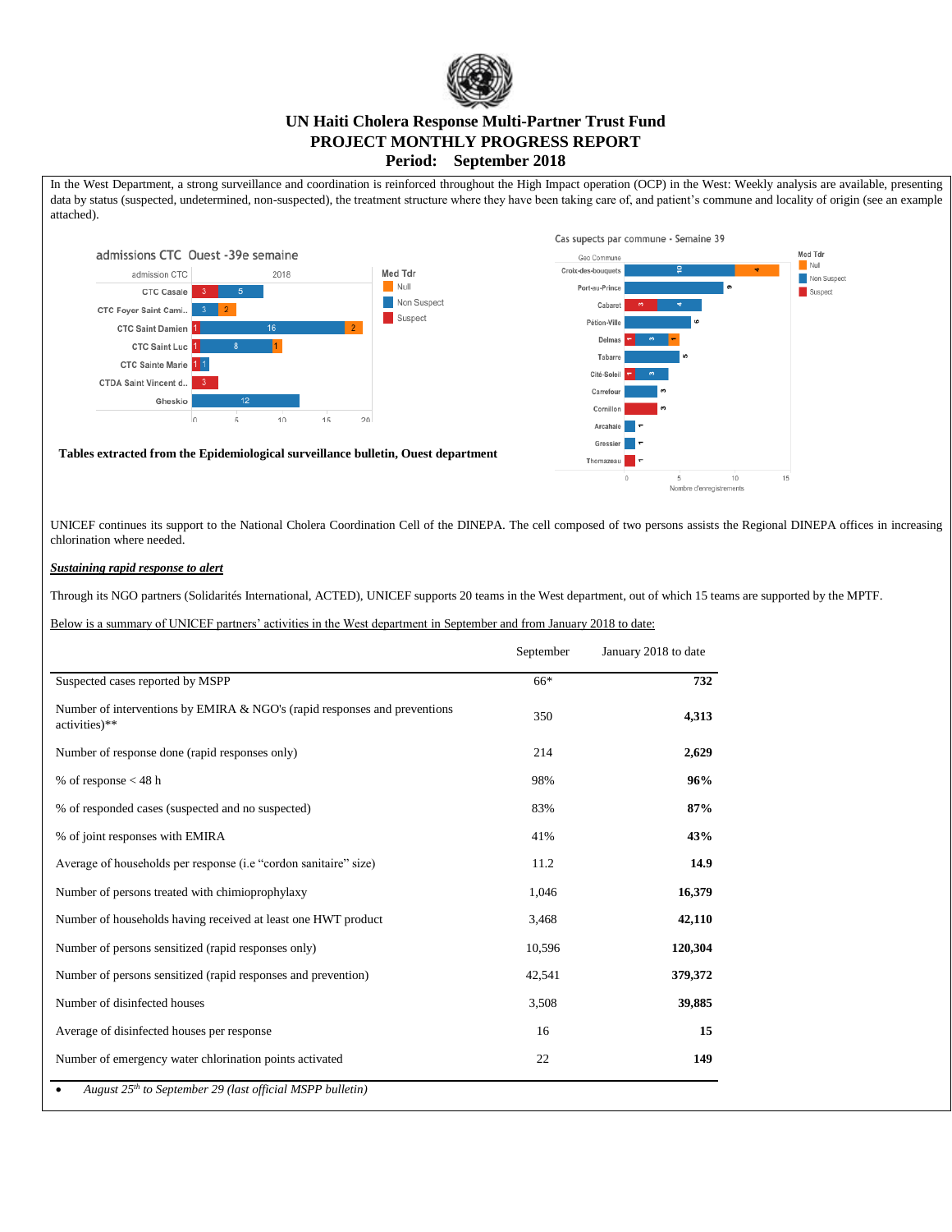# UN Haiti Cholera Response Multi-Partner Trust Fund
## PROJECT MONTHLY PROGRESS REPORT
## Period: September 2018

In the West Department, a strong surveillance and coordination is reinforced throughout the High Impact operation (OCP) in the West: Weekly analysis are available, presenting data by status (suspected, undetermined, non-suspected), the treatment structure where they have been taking care of, and patient's commune and locality of origin (see an example attached).

**Tables extracted from the Epidemiological surveillance bulletin, Ouest department**

UNICEF continues its support to the National Cholera Coordination Cell of the DINEPA. The cell composed of two persons assists the Regional DINEPA offices in increasing chlorination where needed.

***Sustaining rapid response to alert***

Through its NGO partners (Solidarités International, ACTED), UNICEF supports 20 teams in the West department, out of which 15 teams are supported by the MPTF.

Below is a summary of UNICEF partners' activities in the West department in September and from January 2018 to date:

| | September | January 2018 to date |
|---|---|---|
| Suspected cases reported by MSPP | 66* | **732** |
| Number of interventions by EMIRA & NGO's (rapid responses and preventions activities)** | 350 | **4,313** |
| Number of response done (rapid responses only) | 214 | **2,629** |
| % of response < 48 h | 98% | **96%** |
| % of responded cases (suspected and no suspected) | 83% | **87%** |
| % of joint responses with EMIRA | 41% | **43%** |
| Average of households per response (i.e "cordon sanitaire" size) | 11.2 | **14.9** |
| Number of persons treated with chimioprophylaxy | 1,046 | **16,379** |
| Number of households having received at least one HWT product | 3,468 | **42,110** |
| Number of persons sensitized (rapid responses only) | 10,596 | **120,304** |
| Number of persons sensitized (rapid responses and prevention) | 42,541 | **379,372** |
| Number of disinfected houses | 3,508 | **39,885** |
| Average of disinfected houses per response | 16 | **15** |
| Number of emergency water chlorination points activated | 22 | **149** |

- *August 25th to September 29 (last official MSPP bulletin)*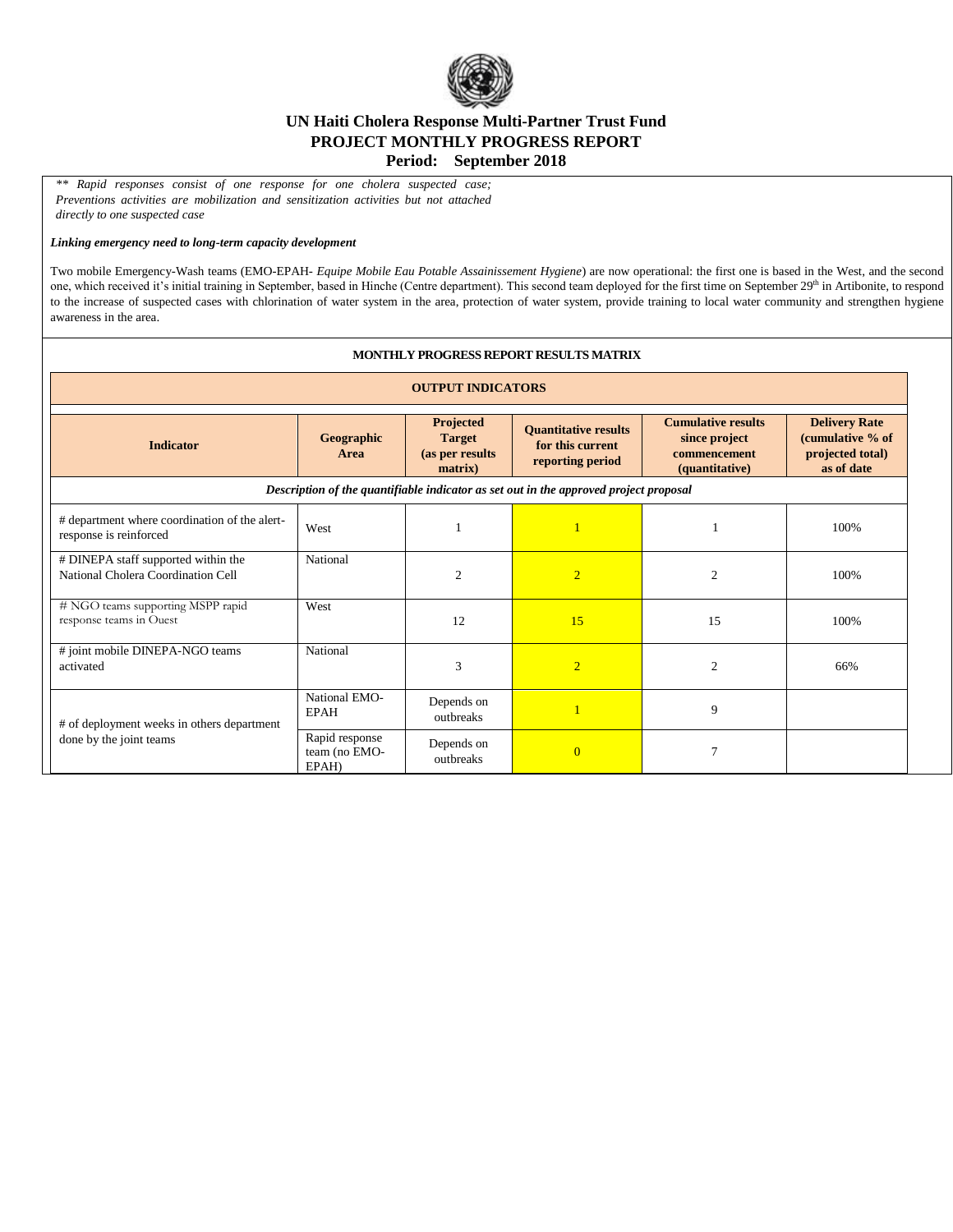# UN Haiti Cholera Response Multi-Partner Trust Fund
## PROJECT MONTHLY PROGRESS REPORT
### Period: September 2018

*** Rapid responses consist of one response for one cholera suspected case; Preventions activities are mobilization and sensitization activities but not attached directly to one suspected case*

***Linking emergency need to long-term capacity development***

Two mobile Emergency-Wash teams (EMO-EPAH- *Equipe Mobile Eau Potable Assainissement Hygiene*) are now operational: the first one is based in the West, and the second one, which received it's initial training in September, based in Hinche (Centre department). This second team deployed for the first time on September 29th in Artibonite, to respond to the increase of suspected cases with chlorination of water system in the area, protection of water system, provide training to local water community and strengthen hygiene awareness in the area.

**MONTHLY PROGRESS REPORT RESULTS MATRIX**

| **OUTPUT INDICATORS** | | | | | |
|---|---|---|---|---|---|
| **Indicator** | **Geographic Area** | **Projected Target (as per results matrix)** | **Quantitative results for this current reporting period** | **Cumulative results since project commencement (quantitative)** | **Delivery Rate (cumulative % of projected total) as of date** |
| ***Description of the quantifiable indicator as set out in the approved project proposal*** | | | | | |
| # department where coordination of the alert-response is reinforced | West | 1 | 1 | 1 | 100% |
| # DINEPA staff supported within the National Cholera Coordination Cell | National | 2 | 2 | 2 | 100% |
| # NGO teams supporting MSPP rapid response teams in Ouest | West | 12 | 15 | 15 | 100% |
| # joint mobile DINEPA-NGO teams activated | National | 3 | 2 | 2 | 66% |
| # of deployment weeks in others department done by the joint teams | National EMO-EPAH | Depends on outbreaks | 1 | 9 | |
| | Rapid response team (no EMO-EPAH) | Depends on outbreaks | 0 | 7 | |